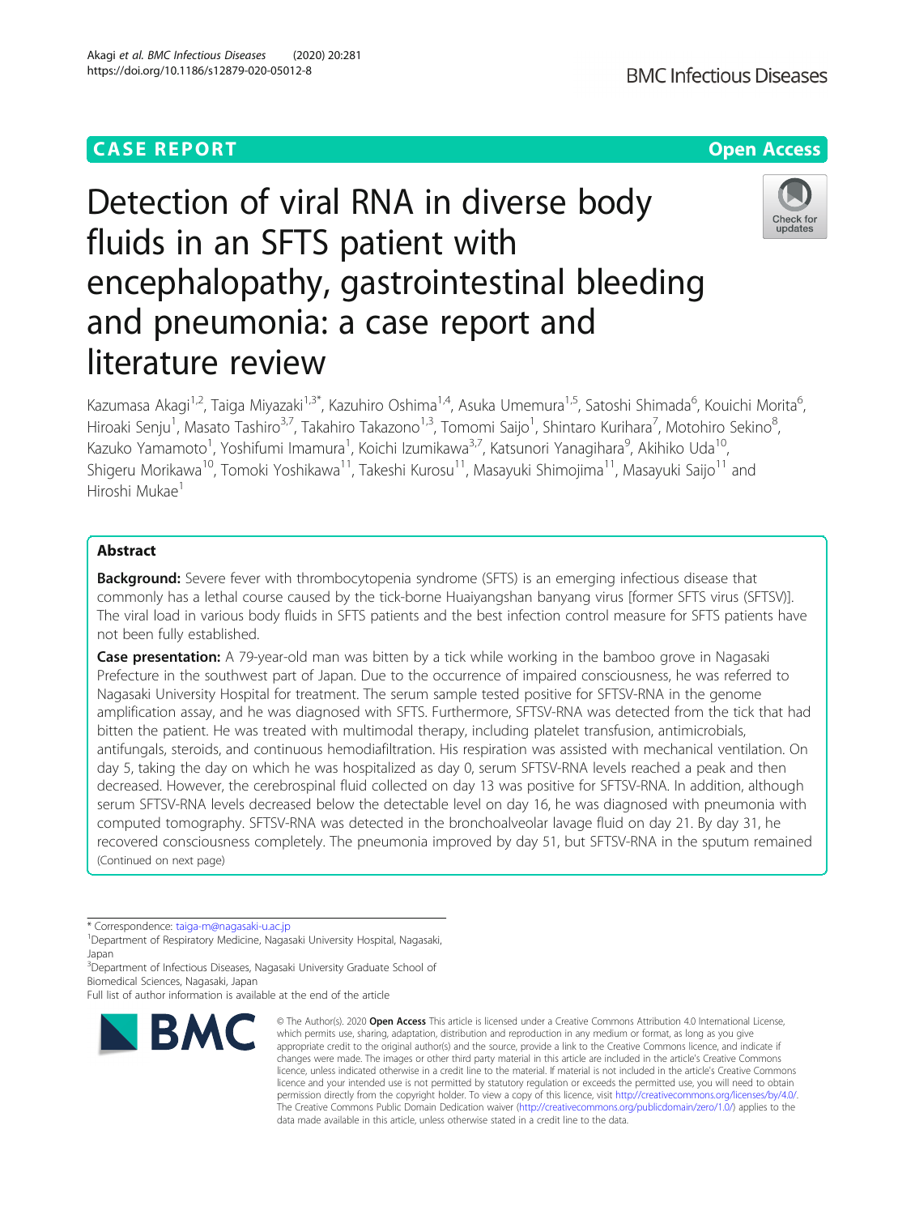CASE REPORT

Open Access

# Detection of viral RNA in diverse body fluids in an SFTS patient with encephalopathy, gastrointestinal bleeding and pneumonia: a case report and literature review

Kazumasa Akagi[1,2], Taiga Miyazaki[1,3*], Kazuhiro Oshima[1,4], Asuka Umemura[1,5], Satoshi Shimada[6], Kouichi Morita[6], Hiroaki Senju[1], Masato Tashiro[3,7], Takahiro Takazono[1,3], Tomomi Saijo[1], Shintaro Kurihara[7], Motohiro Sekino[8], Kazuko Yamamoto[1], Yoshifumi Imamura[1], Koichi Izumikawa[3,7], Katsunori Yanagihara[9], Akihiko Uda[10], Shigeru Morikawa[10], Tomoki Yoshikawa[11], Takeshi Kurosu[11], Masayuki Shimojima[11], Masayuki Saijo[11] and Hiroshi Mukae[1]

## Abstract

**Background:** Severe fever with thrombocytopenia syndrome (SFTS) is an emerging infectious disease that commonly has a lethal course caused by the tick-borne Huaiyangshan banyang virus [former SFTS virus (SFTSV)]. The viral load in various body fluids in SFTS patients and the best infection control measure for SFTS patients have not been fully established.

**Case presentation:** A 79-year-old man was bitten by a tick while working in the bamboo grove in Nagasaki Prefecture in the southwest part of Japan. Due to the occurrence of impaired consciousness, he was referred to Nagasaki University Hospital for treatment. The serum sample tested positive for SFTSV-RNA in the genome amplification assay, and he was diagnosed with SFTS. Furthermore, SFTSV-RNA was detected from the tick that had bitten the patient. He was treated with multimodal therapy, including platelet transfusion, antimicrobials, antifungals, steroids, and continuous hemodiafiltration. His respiration was assisted with mechanical ventilation. On day 5, taking the day on which he was hospitalized as day 0, serum SFTSV-RNA levels reached a peak and then decreased. However, the cerebrospinal fluid collected on day 13 was positive for SFTSV-RNA. In addition, although serum SFTSV-RNA levels decreased below the detectable level on day 16, he was diagnosed with pneumonia with computed tomography. SFTSV-RNA was detected in the bronchoalveolar lavage fluid on day 21. By day 31, he recovered consciousness completely. The pneumonia improved by day 51, but SFTSV-RNA in the sputum remained

(Continued on next page)

* Correspondence: taiga-m@nagasaki-u.ac.jp

[1]Department of Respiratory Medicine, Nagasaki University Hospital, Nagasaki, Japan

[3]Department of Infectious Diseases, Nagasaki University Graduate School of Biomedical Sciences, Nagasaki, Japan

Full list of author information is available at the end of the article

© The Author(s). 2020 **Open Access** This article is licensed under a Creative Commons Attribution 4.0 International License, which permits use, sharing, adaptation, distribution and reproduction in any medium or format, as long as you give appropriate credit to the original author(s) and the source, provide a link to the Creative Commons licence, and indicate if changes were made. The images or other third party material in this article are included in the article's Creative Commons licence, unless indicated otherwise in a credit line to the material. If material is not included in the article's Creative Commons licence and your intended use is not permitted by statutory regulation or exceeds the permitted use, you will need to obtain permission directly from the copyright holder. To view a copy of this licence, visit http://creativecommons.org/licenses/by/4.0/. The Creative Commons Public Domain Dedication waiver (http://creativecommons.org/publicdomain/zero/1.0/) applies to the data made available in this article, unless otherwise stated in a credit line to the data.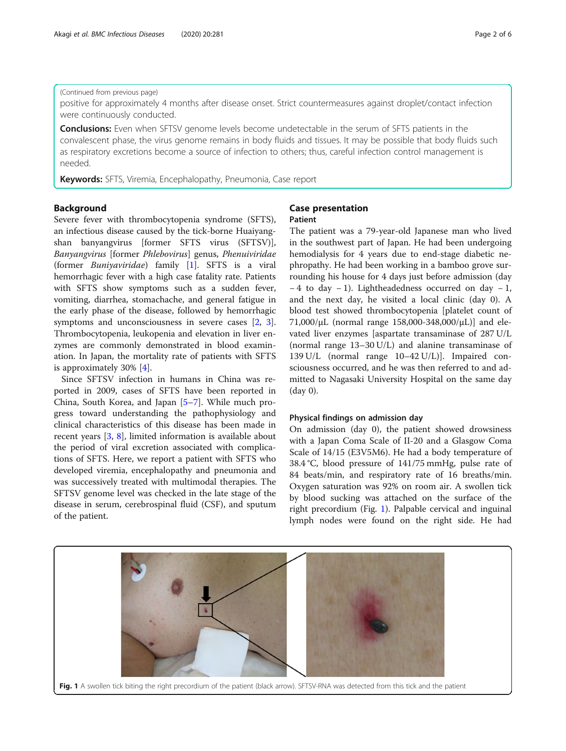(Continued from previous page)

positive for approximately 4 months after disease onset. Strict countermeasures against droplet/contact infection were continuously conducted.

**Conclusions:** Even when SFTSV genome levels become undetectable in the serum of SFTS patients in the convalescent phase, the virus genome remains in body fluids and tissues. It may be possible that body fluids such as respiratory excretions become a source of infection to others; thus, careful infection control management is needed.

**Keywords:** SFTS, Viremia, Encephalopathy, Pneumonia, Case report

## Background

Severe fever with thrombocytopenia syndrome (SFTS), an infectious disease caused by the tick-borne Huaiyangshan banyangvirus [former SFTS virus (SFTSV)], *Banyangvirus* [former *Phlebovirus*] genus, *Phenuiviridae* (former *Buniyaviridae*) family [1]. SFTS is a viral hemorrhagic fever with a high case fatality rate. Patients with SFTS show symptoms such as a sudden fever, vomiting, diarrhea, stomachache, and general fatigue in the early phase of the disease, followed by hemorrhagic symptoms and unconsciousness in severe cases [2, 3]. Thrombocytopenia, leukopenia and elevation in liver enzymes are commonly demonstrated in blood examination. In Japan, the mortality rate of patients with SFTS is approximately 30% [4].

Since SFTSV infection in humans in China was reported in 2009, cases of SFTS have been reported in China, South Korea, and Japan [5–7]. While much progress toward understanding the pathophysiology and clinical characteristics of this disease has been made in recent years [3, 8], limited information is available about the period of viral excretion associated with complications of SFTS. Here, we report a patient with SFTS who developed viremia, encephalopathy and pneumonia and was successively treated with multimodal therapies. The SFTSV genome level was checked in the late stage of the disease in serum, cerebrospinal fluid (CSF), and sputum of the patient.

## Case presentation

### Patient

The patient was a 79-year-old Japanese man who lived in the southwest part of Japan. He had been undergoing hemodialysis for 4 years due to end-stage diabetic nephropathy. He had been working in a bamboo grove surrounding his house for 4 days just before admission (day − 4 to day − 1). Lightheadedness occurred on day − 1, and the next day, he visited a local clinic (day 0). A blood test showed thrombocytopenia [platelet count of 71,000/μL (normal range 158,000-348,000/μL)] and elevated liver enzymes [aspartate transaminase of 287 U/L (normal range 13–30 U/L) and alanine transaminase of 139 U/L (normal range 10–42 U/L)]. Impaired consciousness occurred, and he was then referred to and admitted to Nagasaki University Hospital on the same day (day 0).

### Physical findings on admission day

On admission (day 0), the patient showed drowsiness with a Japan Coma Scale of II-20 and a Glasgow Coma Scale of 14/15 (E3V5M6). He had a body temperature of 38.4 °C, blood pressure of 141/75 mmHg, pulse rate of 84 beats/min, and respiratory rate of 16 breaths/min. Oxygen saturation was 92% on room air. A swollen tick by blood sucking was attached on the surface of the right precordium (Fig. 1). Palpable cervical and inguinal lymph nodes were found on the right side. He had

**Fig. 1** A swollen tick biting the right precordium of the patient (black arrow). SFTSV-RNA was detected from this tick and the patient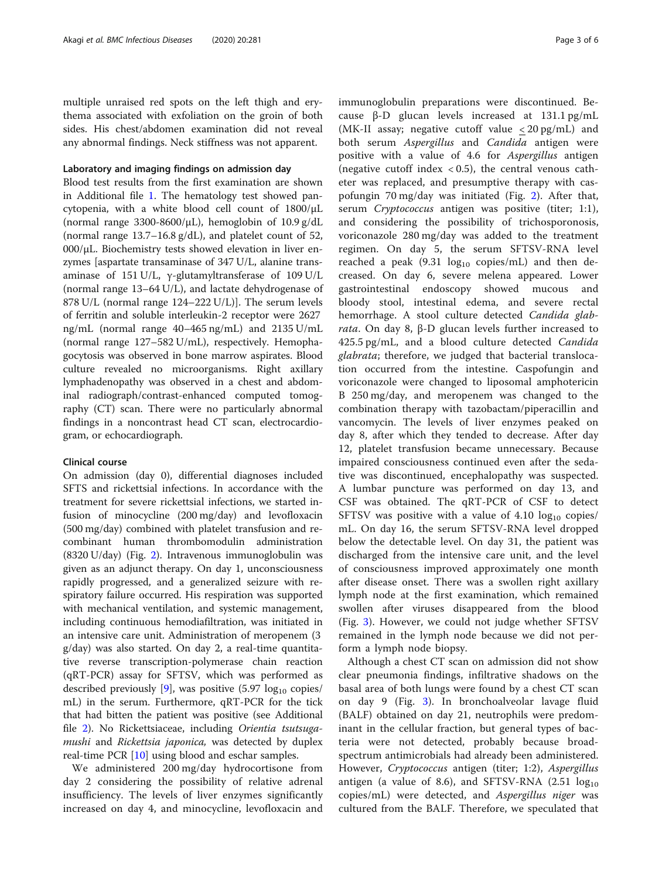multiple unraised red spots on the left thigh and erythema associated with exfoliation on the groin of both sides. His chest/abdomen examination did not reveal any abnormal findings. Neck stiffness was not apparent.

### Laboratory and imaging findings on admission day

Blood test results from the first examination are shown in Additional file 1. The hematology test showed pancytopenia, with a white blood cell count of 1800/μL (normal range 3300-8600/μL), hemoglobin of 10.9 g/dL (normal range 13.7–16.8 g/dL), and platelet count of 52, 000/μL. Biochemistry tests showed elevation in liver enzymes [aspartate transaminase of 347 U/L, alanine transaminase of 151 U/L, γ-glutamyltransferase of 109 U/L (normal range 13–64 U/L), and lactate dehydrogenase of 878 U/L (normal range 124–222 U/L)]. The serum levels of ferritin and soluble interleukin-2 receptor were 2627 ng/mL (normal range 40–465 ng/mL) and 2135 U/mL (normal range 127–582 U/mL), respectively. Hemophagocytosis was observed in bone marrow aspirates. Blood culture revealed no microorganisms. Right axillary lymphadenopathy was observed in a chest and abdominal radiograph/contrast-enhanced computed tomography (CT) scan. There were no particularly abnormal findings in a noncontrast head CT scan, electrocardiogram, or echocardiograph.

### Clinical course

On admission (day 0), differential diagnoses included SFTS and rickettsial infections. In accordance with the treatment for severe rickettsial infections, we started infusion of minocycline (200 mg/day) and levofloxacin (500 mg/day) combined with platelet transfusion and recombinant human thrombomodulin administration (8320 U/day) (Fig. 2). Intravenous immunoglobulin was given as an adjunct therapy. On day 1, unconsciousness rapidly progressed, and a generalized seizure with respiratory failure occurred. His respiration was supported with mechanical ventilation, and systemic management, including continuous hemodiafiltration, was initiated in an intensive care unit. Administration of meropenem (3 g/day) was also started. On day 2, a real-time quantitative reverse transcription-polymerase chain reaction (qRT-PCR) assay for SFTSV, which was performed as described previously [9], was positive (5.97 $\log_{10}$ copies/mL) in the serum. Furthermore, qRT-PCR for the tick that had bitten the patient was positive (see Additional file 2). No Rickettsiaceae, including *Orientia tsutsugamushi* and *Rickettsia japonica*, was detected by duplex real-time PCR [10] using blood and eschar samples.

We administered 200 mg/day hydrocortisone from day 2 considering the possibility of relative adrenal insufficiency. The levels of liver enzymes significantly increased on day 4, and minocycline, levofloxacin and immunoglobulin preparations were discontinued. Because β-D glucan levels increased at 131.1 pg/mL (MK-II assay; negative cutoff value < 20 pg/mL) and both serum *Aspergillus* and *Candida* antigen were positive with a value of 4.6 for *Aspergillus* antigen (negative cutoff index < 0.5), the central venous catheter was replaced, and presumptive therapy with caspofungin 70 mg/day was initiated (Fig. 2). After that, serum *Cryptococcus* antigen was positive (titer; 1:1), and considering the possibility of trichosporonosis, voriconazole 280 mg/day was added to the treatment regimen. On day 5, the serum SFTSV-RNA level reached a peak (9.31 $\log_{10}$ copies/mL) and then decreased. On day 6, severe melena appeared. Lower gastrointestinal endoscopy showed mucous and bloody stool, intestinal edema, and severe rectal hemorrhage. A stool culture detected *Candida glabrata*. On day 8, β-D glucan levels further increased to 425.5 pg/mL, and a blood culture detected *Candida glabrata*; therefore, we judged that bacterial translocation occurred from the intestine. Caspofungin and voriconazole were changed to liposomal amphotericin B 250 mg/day, and meropenem was changed to the combination therapy with tazobactam/piperacillin and vancomycin. The levels of liver enzymes peaked on day 8, after which they tended to decrease. After day 12, platelet transfusion became unnecessary. Because impaired consciousness continued even after the sedative was discontinued, encephalopathy was suspected. A lumbar puncture was performed on day 13, and CSF was obtained. The qRT-PCR of CSF to detect SFTSV was positive with a value of 4.10 $\log_{10}$ copies/mL. On day 16, the serum SFTSV-RNA level dropped below the detectable level. On day 31, the patient was discharged from the intensive care unit, and the level of consciousness improved approximately one month after disease onset. There was a swollen right axillary lymph node at the first examination, which remained swollen after viruses disappeared from the blood (Fig. 3). However, we could not judge whether SFTSV remained in the lymph node because we did not perform a lymph node biopsy.

Although a chest CT scan on admission did not show clear pneumonia findings, infiltrative shadows on the basal area of both lungs were found by a chest CT scan on day 9 (Fig. 3). In bronchoalveolar lavage fluid (BALF) obtained on day 21, neutrophils were predominant in the cellular fraction, but general types of bacteria were not detected, probably because broad-spectrum antimicrobials had already been administered. However, *Cryptococcus* antigen (titer; 1:2), *Aspergillus* antigen (a value of 8.6), and SFTSV-RNA (2.51 $\log_{10}$ copies/mL) were detected, and *Aspergillus niger* was cultured from the BALF. Therefore, we speculated that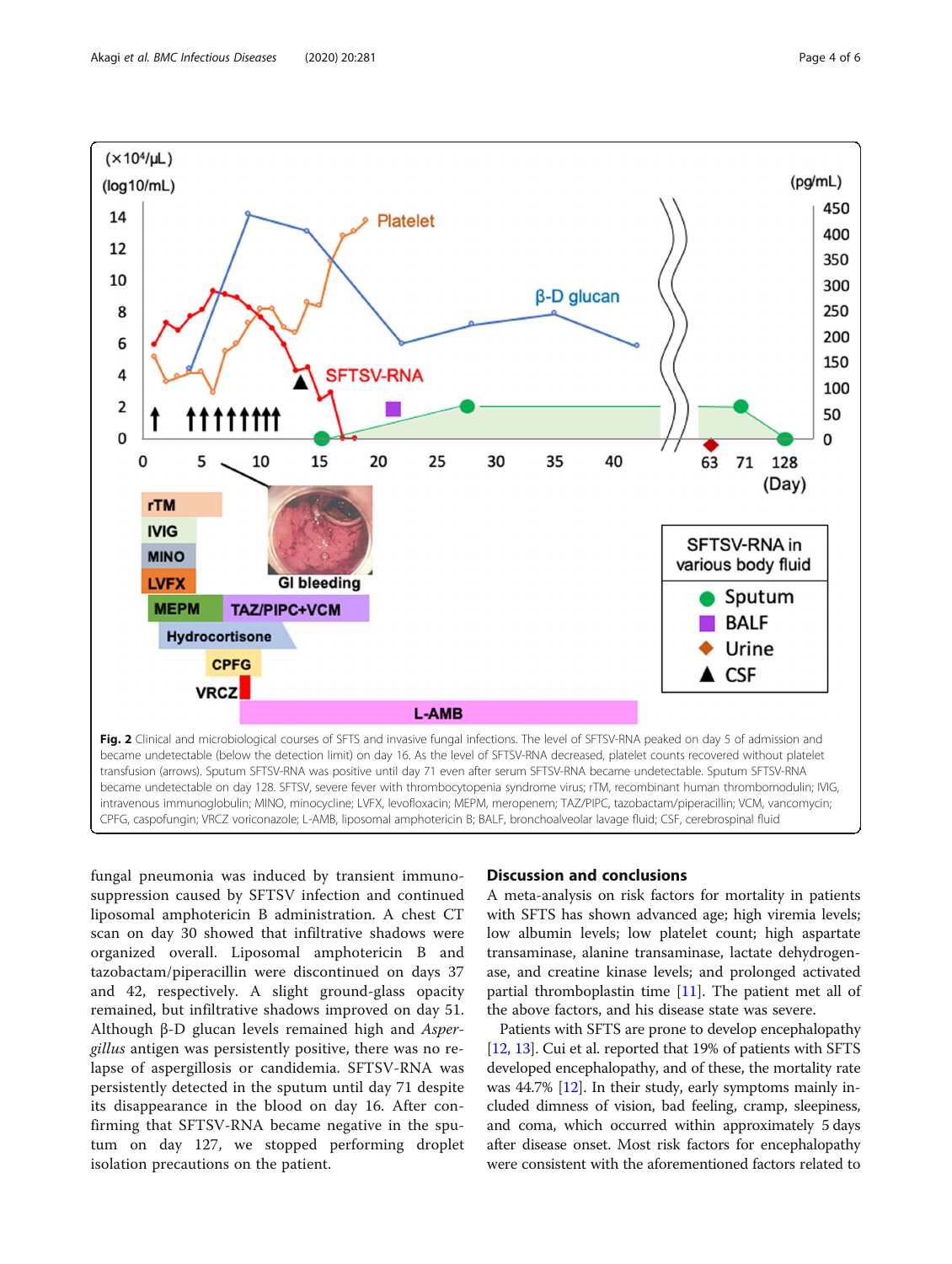Fig. 2 Clinical and microbiological courses of SFTS and invasive fungal infections. The level of SFTSV-RNA peaked on day 5 of admission and became undetectable (below the detection limit) on day 16. As the level of SFTSV-RNA decreased, platelet counts recovered without platelet transfusion (arrows). Sputum SFTSV-RNA was positive until day 71 even after serum SFTSV-RNA became undetectable. Sputum SFTSV-RNA became undetectable on day 128. SFTSV, severe fever with thrombocytopenia syndrome virus; rTM, recombinant human thrombomodulin; IVIG, intravenous immunoglobulin; MINO, minocycline; LVFX, levofloxacin; MEPM, meropenem; TAZ/PIPC, tazobactam/piperacillin; VCM, vancomycin; CPFG, caspofungin; VRCZ voriconazole; L-AMB, liposomal amphotericin B; BALF, bronchoalveolar lavage fluid; CSF, cerebrospinal fluid

fungal pneumonia was induced by transient immunosuppression caused by SFTSV infection and continued liposomal amphotericin B administration. A chest CT scan on day 30 showed that infiltrative shadows were organized overall. Liposomal amphotericin B and tazobactam/piperacillin were discontinued on days 37 and 42, respectively. A slight ground-glass opacity remained, but infiltrative shadows improved on day 51. Although β-D glucan levels remained high and *Aspergillus* antigen was persistently positive, there was no relapse of aspergillosis or candidemia. SFTSV-RNA was persistently detected in the sputum until day 71 despite its disappearance in the blood on day 16. After confirming that SFTSV-RNA became negative in the sputum on day 127, we stopped performing droplet isolation precautions on the patient.

## Discussion and conclusions

A meta-analysis on risk factors for mortality in patients with SFTS has shown advanced age; high viremia levels; low albumin levels; low platelet count; high aspartate transaminase, alanine transaminase, lactate dehydrogenase, and creatine kinase levels; and prolonged activated partial thromboplastin time [11]. The patient met all of the above factors, and his disease state was severe.

Patients with SFTS are prone to develop encephalopathy [12, 13]. Cui et al. reported that 19% of patients with SFTS developed encephalopathy, and of these, the mortality rate was 44.7% [12]. In their study, early symptoms mainly included dimness of vision, bad feeling, cramp, sleepiness, and coma, which occurred within approximately 5 days after disease onset. Most risk factors for encephalopathy were consistent with the aforementioned factors related to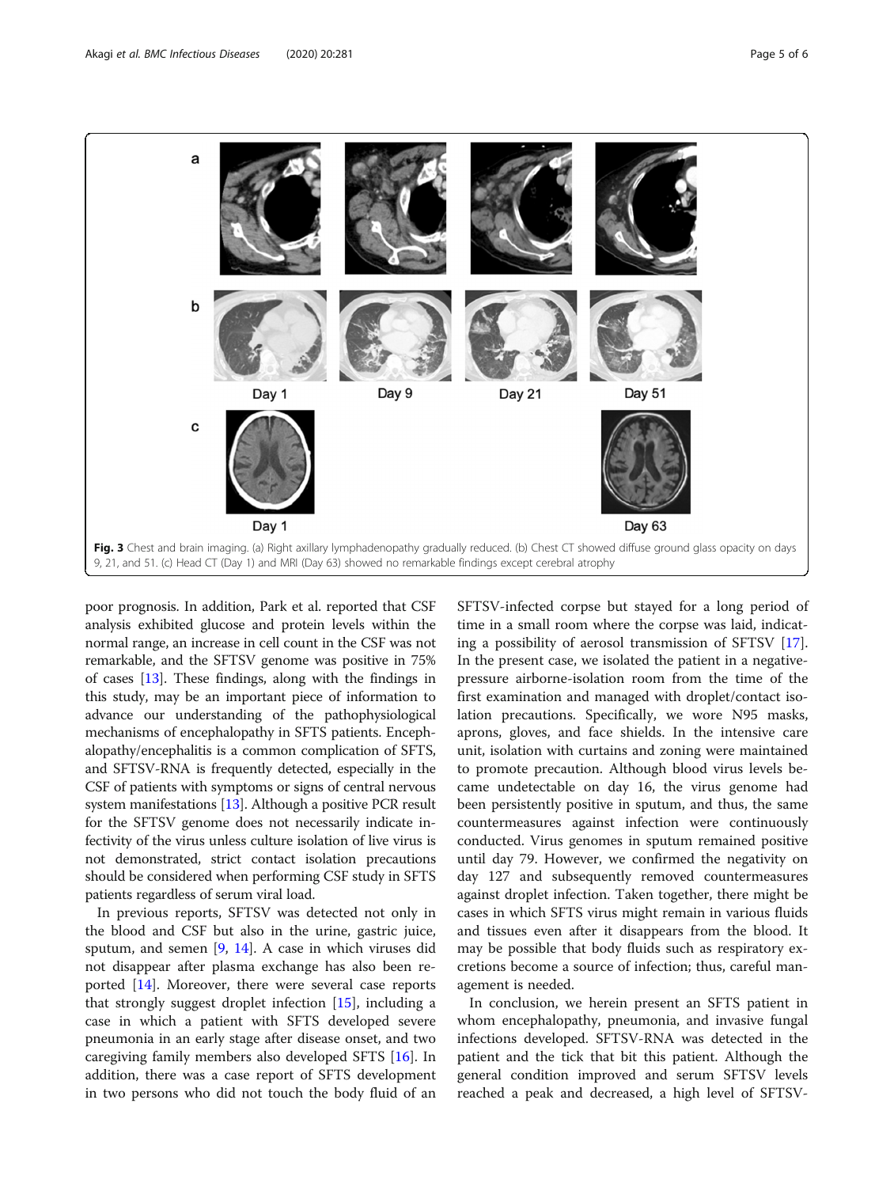Fig. 3 Chest and brain imaging. (a) Right axillary lymphadenopathy gradually reduced. (b) Chest CT showed diffuse ground glass opacity on days 9, 21, and 51. (c) Head CT (Day 1) and MRI (Day 63) showed no remarkable findings except cerebral atrophy

poor prognosis. In addition, Park et al. reported that CSF analysis exhibited glucose and protein levels within the normal range, an increase in cell count in the CSF was not remarkable, and the SFTSV genome was positive in 75% of cases [13]. These findings, along with the findings in this study, may be an important piece of information to advance our understanding of the pathophysiological mechanisms of encephalopathy in SFTS patients. Encephalopathy/encephalitis is a common complication of SFTS, and SFTSV-RNA is frequently detected, especially in the CSF of patients with symptoms or signs of central nervous system manifestations [13]. Although a positive PCR result for the SFTSV genome does not necessarily indicate infectivity of the virus unless culture isolation of live virus is not demonstrated, strict contact isolation precautions should be considered when performing CSF study in SFTS patients regardless of serum viral load.

In previous reports, SFTSV was detected not only in the blood and CSF but also in the urine, gastric juice, sputum, and semen [9, 14]. A case in which viruses did not disappear after plasma exchange has also been reported [14]. Moreover, there were several case reports that strongly suggest droplet infection [15], including a case in which a patient with SFTS developed severe pneumonia in an early stage after disease onset, and two caregiving family members also developed SFTS [16]. In addition, there was a case report of SFTS development in two persons who did not touch the body fluid of an SFTSV-infected corpse but stayed for a long period of time in a small room where the corpse was laid, indicating a possibility of aerosol transmission of SFTSV [17]. In the present case, we isolated the patient in a negative-pressure airborne-isolation room from the time of the first examination and managed with droplet/contact isolation precautions. Specifically, we wore N95 masks, aprons, gloves, and face shields. In the intensive care unit, isolation with curtains and zoning were maintained to promote precaution. Although blood virus levels became undetectable on day 16, the virus genome had been persistently positive in sputum, and thus, the same countermeasures against infection were continuously conducted. Virus genomes in sputum remained positive until day 79. However, we confirmed the negativity on day 127 and subsequently removed countermeasures against droplet infection. Taken together, there might be cases in which SFTS virus might remain in various fluids and tissues even after it disappears from the blood. It may be possible that body fluids such as respiratory excretions become a source of infection; thus, careful management is needed.

In conclusion, we herein present an SFTS patient in whom encephalopathy, pneumonia, and invasive fungal infections developed. SFTSV-RNA was detected in the patient and the tick that bit this patient. Although the general condition improved and serum SFTSV levels reached a peak and decreased, a high level of SFTSV-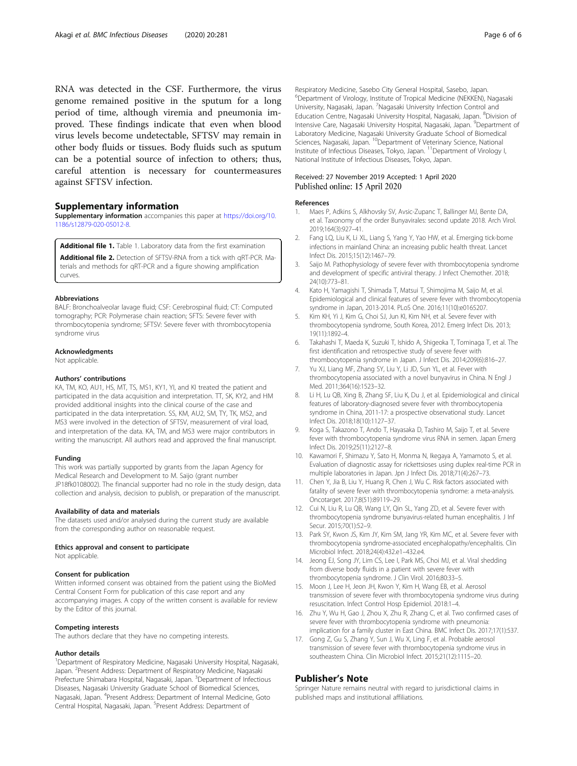RNA was detected in the CSF. Furthermore, the virus genome remained positive in the sputum for a long period of time, although viremia and pneumonia improved. These findings indicate that even when blood virus levels become undetectable, SFTSV may remain in other body fluids or tissues. Body fluids such as sputum can be a potential source of infection to others; thus, careful attention is necessary for countermeasures against SFTSV infection.

## Supplementary information

**Supplementary information** accompanies this paper at https://doi.org/10.1186/s12879-020-05012-8.

**Additional file 1.** Table 1. Laboratory data from the first examination

**Additional file 2.** Detection of SFTSV-RNA from a tick with qRT-PCR. Materials and methods for qRT-PCR and a figure showing amplification curves.

#### Abbreviations

BALF: Bronchoalveolar lavage fluid; CSF: Cerebrospinal fluid; CT: Computed tomography; PCR: Polymerase chain reaction; SFTS: Severe fever with thrombocytopenia syndrome; SFTSV: Severe fever with thrombocytopenia syndrome virus

#### Acknowledgments

Not applicable.

#### Authors' contributions

KA, TM, KO, AU1, HS, MT, TS, MS1, KY1, YI, and KI treated the patient and participated in the data acquisition and interpretation. TT, SK, KY2, and HM provided additional insights into the clinical course of the case and participated in the data interpretation. SS, KM, AU2, SM, TY, TK, MS2, and MS3 were involved in the detection of SFTSV, measurement of viral load, and interpretation of the data. KA, TM, and MS3 were major contributors in writing the manuscript. All authors read and approved the final manuscript.

#### Funding

This work was partially supported by grants from the Japan Agency for Medical Research and Development to M. Saijo (grant number JP18fk0108002). The financial supporter had no role in the study design, data collection and analysis, decision to publish, or preparation of the manuscript.

#### Availability of data and materials

The datasets used and/or analysed during the current study are available from the corresponding author on reasonable request.

#### Ethics approval and consent to participate

Not applicable.

#### Consent for publication

Written informed consent was obtained from the patient using the BioMed Central Consent Form for publication of this case report and any accompanying images. A copy of the written consent is available for review by the Editor of this journal.

#### Competing interests

The authors declare that they have no competing interests.

#### Author details

[1]Department of Respiratory Medicine, Nagasaki University Hospital, Nagasaki, Japan. [2]Present Address: Department of Respiratory Medicine, Nagasaki Prefecture Shimabara Hospital, Nagasaki, Japan. [3]Department of Infectious Diseases, Nagasaki University Graduate School of Biomedical Sciences, Nagasaki, Japan. [4]Present Address: Department of Internal Medicine, Goto Central Hospital, Nagasaki, Japan. [5]Present Address: Department of Respiratory Medicine, Sasebo City General Hospital, Sasebo, Japan. [6]Department of Virology, Institute of Tropical Medicine (NEKKEN), Nagasaki University, Nagasaki, Japan. [7]Nagasaki University Infection Control and Education Centre, Nagasaki University Hospital, Nagasaki, Japan. [8]Division of Intensive Care, Nagasaki University Hospital, Nagasaki, Japan. [9]Department of Laboratory Medicine, Nagasaki University Graduate School of Biomedical Sciences, Nagasaki, Japan. [10]Department of Veterinary Science, National Institute of Infectious Diseases, Tokyo, Japan. [11]Department of Virology I, National Institute of Infectious Diseases, Tokyo, Japan.

Received: 27 November 2019 Accepted: 1 April 2020
Published online: 15 April 2020

#### References

1. Maes P, Adkins S, Alkhovsky SV, Avsic-Zupanc T, Ballinger MJ, Bente DA, et al. Taxonomy of the order Bunyavirales: second update 2018. Arch Virol. 2019;164(3):927–41.
2. Fang LQ, Liu K, Li XL, Liang S, Yang Y, Yao HW, et al. Emerging tick-borne infections in mainland China: an increasing public health threat. Lancet Infect Dis. 2015;15(12):1467–79.
3. Saijo M. Pathophysiology of severe fever with thrombocytopenia syndrome and development of specific antiviral therapy. J Infect Chemother. 2018; 24(10):773–81.
4. Kato H, Yamagishi T, Shimada T, Matsui T, Shimojima M, Saijo M, et al. Epidemiological and clinical features of severe fever with thrombocytopenia syndrome in Japan, 2013-2014. PLoS One. 2016;11(10):e0165207.
5. Kim KH, Yi J, Kim G, Choi SJ, Jun KI, Kim NH, et al. Severe fever with thrombocytopenia syndrome, South Korea, 2012. Emerg Infect Dis. 2013; 19(11):1892–4.
6. Takahashi T, Maeda K, Suzuki T, Ishido A, Shigeoka T, Tominaga T, et al. The first identification and retrospective study of severe fever with thrombocytopenia syndrome in Japan. J Infect Dis. 2014;209(6):816–27.
7. Yu XJ, Liang MF, Zhang SY, Liu Y, Li JD, Sun YL, et al. Fever with thrombocytopenia associated with a novel bunyavirus in China. N Engl J Med. 2011;364(16):1523–32.
8. Li H, Lu QB, Xing B, Zhang SF, Liu K, Du J, et al. Epidemiological and clinical features of laboratory-diagnosed severe fever with thrombocytopenia syndrome in China, 2011-17: a prospective observational study. Lancet Infect Dis. 2018;18(10):1127–37.
9. Koga S, Takazono T, Ando T, Hayasaka D, Tashiro M, Saijo T, et al. Severe fever with thrombocytopenia syndrome virus RNA in semen. Japan Emerg Infect Dis. 2019;25(11):2127–8.
10. Kawamori F, Shimazu Y, Sato H, Monma N, Ikegaya A, Yamamoto S, et al. Evaluation of diagnostic assay for rickettsioses using duplex real-time PCR in multiple laboratories in Japan. Jpn J Infect Dis. 2018;71(4):267–73.
11. Chen Y, Jia B, Liu Y, Huang R, Chen J, Wu C. Risk factors associated with fatality of severe fever with thrombocytopenia syndrome: a meta-analysis. Oncotarget. 2017;8(51):89119–29.
12. Cui N, Liu R, Lu QB, Wang LY, Qin SL, Yang ZD, et al. Severe fever with thrombocytopenia syndrome bunyavirus-related human encephalitis. J Inf Secur. 2015;70(1):52–9.
13. Park SY, Kwon JS, Kim JY, Kim SM, Jang YR, Kim MC, et al. Severe fever with thrombocytopenia syndrome-associated encephalopathy/encephalitis. Clin Microbiol Infect. 2018;24(4):432.e1–432.e4.
14. Jeong EJ, Song JY, Lim CS, Lee I, Park MS, Choi MJ, et al. Viral shedding from diverse body fluids in a patient with severe fever with thrombocytopenia syndrome. J Clin Virol. 2016;80:33–5.
15. Moon J, Lee H, Jeon JH, Kwon Y, Kim H, Wang EB, et al. Aerosol transmission of severe fever with thrombocytopenia syndrome virus during resuscitation. Infect Control Hosp Epidemiol. 2018:1–4.
16. Zhu Y, Wu H, Gao J, Zhou X, Zhu R, Zhang C, et al. Two confirmed cases of severe fever with thrombocytopenia syndrome with pneumonia: implication for a family cluster in East China. BMC Infect Dis. 2017;17(1):537.
17. Gong Z, Gu S, Zhang Y, Sun J, Wu X, Ling F, et al. Probable aerosol transmission of severe fever with thrombocytopenia syndrome virus in southeastern China. Clin Microbiol Infect. 2015;21(12):1115–20.

## Publisher's Note

Springer Nature remains neutral with regard to jurisdictional claims in published maps and institutional affiliations.